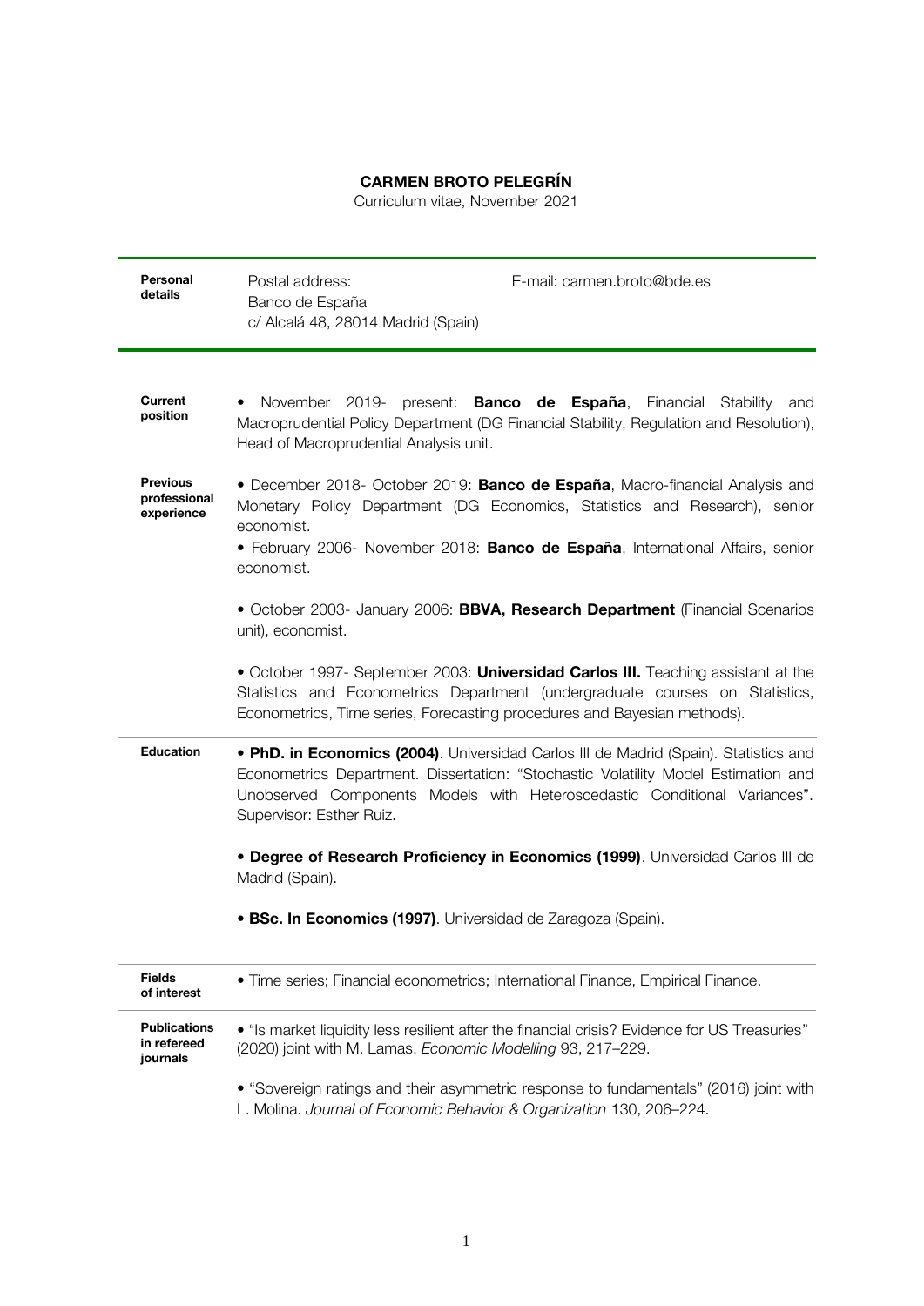# CARMEN BROTO PELEGRÍN

Curriculum vitae, November 2021

---

**Personal details**

Postal address:
Banco de España
c/ Alcalá 48, 28014 Madrid (Spain)

E-mail: carmen.broto@bde.es

---

**Current position**

- November 2019- present: **Banco de España**, Financial Stability and Macroprudential Policy Department (DG Financial Stability, Regulation and Resolution), Head of Macroprudential Analysis unit.

**Previous professional experience**

- December 2018- October 2019: **Banco de España**, Macro-financial Analysis and Monetary Policy Department (DG Economics, Statistics and Research), senior economist.
- February 2006- November 2018: **Banco de España**, International Affairs, senior economist.
- October 2003- January 2006: **BBVA, Research Department** (Financial Scenarios unit), economist.
- October 1997- September 2003: **Universidad Carlos III.** Teaching assistant at the Statistics and Econometrics Department (undergraduate courses on Statistics, Econometrics, Time series, Forecasting procedures and Bayesian methods).

**Education**

- **PhD. in Economics (2004)**. Universidad Carlos III de Madrid (Spain). Statistics and Econometrics Department. Dissertation: "Stochastic Volatility Model Estimation and Unobserved Components Models with Heteroscedastic Conditional Variances". Supervisor: Esther Ruiz.
- **Degree of Research Proficiency in Economics (1999)**. Universidad Carlos III de Madrid (Spain).
- **BSc. In Economics (1997)**. Universidad de Zaragoza (Spain).

---

**Fields of interest**

- Time series; Financial econometrics; International Finance, Empirical Finance.

---

**Publications in refereed journals**

- "Is market liquidity less resilient after the financial crisis? Evidence for US Treasuries" (2020) joint with M. Lamas. *Economic Modelling* 93, 217–229.
- "Sovereign ratings and their asymmetric response to fundamentals" (2016) joint with L. Molina. *Journal of Economic Behavior & Organization* 130, 206–224.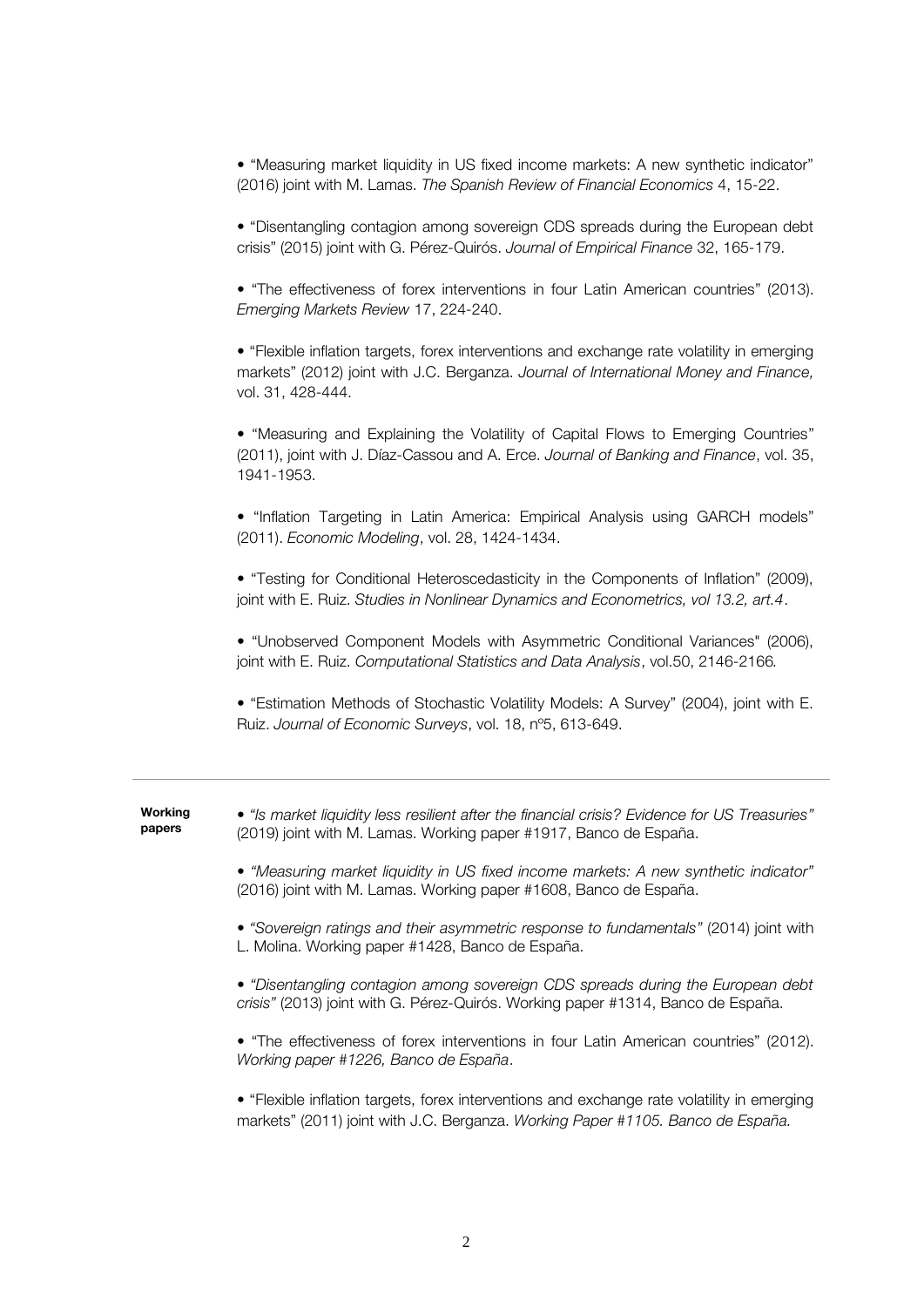- “Measuring market liquidity in US fixed income markets: A new synthetic indicator” (2016) joint with M. Lamas. *The Spanish Review of Financial Economics* 4, 15-22.

- “Disentangling contagion among sovereign CDS spreads during the European debt crisis” (2015) joint with G. Pérez-Quirós. *Journal of Empirical Finance* 32, 165-179.

- “The effectiveness of forex interventions in four Latin American countries” (2013). *Emerging Markets Review* 17, 224-240.

- “Flexible inflation targets, forex interventions and exchange rate volatility in emerging markets” (2012) joint with J.C. Berganza. *Journal of International Money and Finance,* vol. 31, 428-444.

- “Measuring and Explaining the Volatility of Capital Flows to Emerging Countries” (2011), joint with J. Díaz-Cassou and A. Erce. *Journal of Banking and Finance*, vol. 35, 1941-1953.

- “Inflation Targeting in Latin America: Empirical Analysis using GARCH models” (2011). *Economic Modeling*, vol. 28, 1424-1434.

- “Testing for Conditional Heteroscedasticity in the Components of Inflation” (2009), joint with E. Ruiz. *Studies in Nonlinear Dynamics and Econometrics, vol 13.2, art.4*.

- “Unobserved Component Models with Asymmetric Conditional Variances" (2006), joint with E. Ruiz. *Computational Statistics and Data Analysis*, vol.50, 2146-2166*.*

- “Estimation Methods of Stochastic Volatility Models: A Survey” (2004), joint with E. Ruiz. *Journal of Economic Surveys*, vol. 18, nº5, 613-649.

---

**Working papers**

- *“Is market liquidity less resilient after the financial crisis? Evidence for US Treasuries”* (2019) joint with M. Lamas. Working paper #1917, Banco de España.

- *“Measuring market liquidity in US fixed income markets: A new synthetic indicator”* (2016) joint with M. Lamas. Working paper #1608, Banco de España.

- *“Sovereign ratings and their asymmetric response to fundamentals”* (2014) joint with L. Molina. Working paper #1428, Banco de España.

- *“Disentangling contagion among sovereign CDS spreads during the European debt crisis”* (2013) joint with G. Pérez-Quirós. Working paper #1314, Banco de España.

- “The effectiveness of forex interventions in four Latin American countries” (2012). *Working paper #1226, Banco de España*.

- “Flexible inflation targets, forex interventions and exchange rate volatility in emerging markets” (2011) joint with J.C. Berganza. *Working Paper #1105. Banco de España.*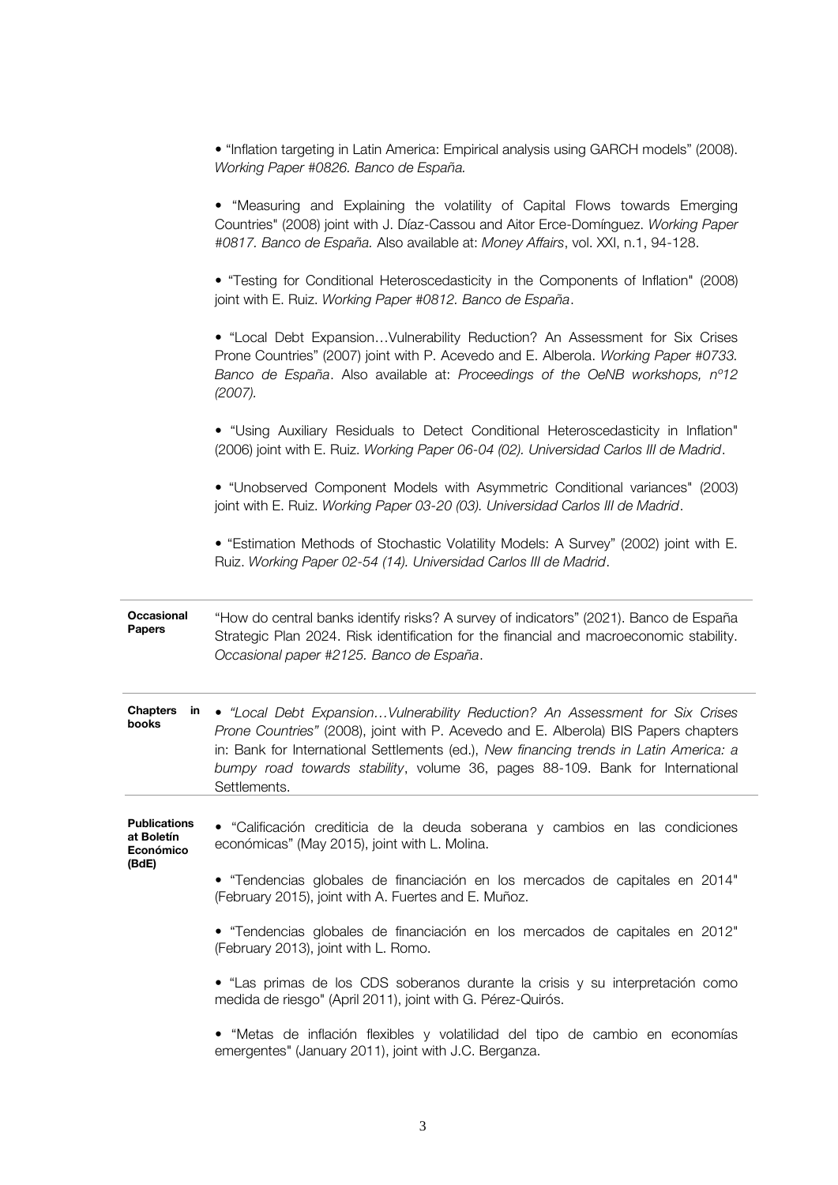- "Inflation targeting in Latin America: Empirical analysis using GARCH models" (2008). *Working Paper #0826. Banco de España.*

- "Measuring and Explaining the volatility of Capital Flows towards Emerging Countries" (2008) joint with J. Díaz-Cassou and Aitor Erce-Domínguez. *Working Paper #0817. Banco de España.* Also available at: *Money Affairs*, vol. XXI, n.1, 94-128.

- "Testing for Conditional Heteroscedasticity in the Components of Inflation" (2008) joint with E. Ruiz. *Working Paper #0812. Banco de España*.

- "Local Debt Expansion…Vulnerability Reduction? An Assessment for Six Crises Prone Countries" (2007) joint with P. Acevedo and E. Alberola. *Working Paper #0733. Banco de España*. Also available at: *Proceedings of the OeNB workshops, nº12 (2007).*

- "Using Auxiliary Residuals to Detect Conditional Heteroscedasticity in Inflation" (2006) joint with E. Ruiz. *Working Paper 06-04 (02). Universidad Carlos III de Madrid*.

- "Unobserved Component Models with Asymmetric Conditional variances" (2003) joint with E. Ruiz. *Working Paper 03-20 (03). Universidad Carlos III de Madrid*.

- "Estimation Methods of Stochastic Volatility Models: A Survey" (2002) joint with E. Ruiz. *Working Paper 02-54 (14). Universidad Carlos III de Madrid*.

---

**Occasional Papers**

"How do central banks identify risks? A survey of indicators" (2021). Banco de España Strategic Plan 2024. Risk identification for the financial and macroeconomic stability. *Occasional paper #2125. Banco de España*.

---

**Chapters in books**

- *"Local Debt Expansion…Vulnerability Reduction? An Assessment for Six Crises Prone Countries"* (2008), joint with P. Acevedo and E. Alberola) BIS Papers chapters in: Bank for International Settlements (ed.), *New financing trends in Latin America: a bumpy road towards stability*, volume 36, pages 88-109. Bank for International Settlements.

---

**Publications at Boletín Económico (BdE)**

- "Calificación crediticia de la deuda soberana y cambios en las condiciones económicas" (May 2015), joint with L. Molina.

- "Tendencias globales de financiación en los mercados de capitales en 2014" (February 2015), joint with A. Fuertes and E. Muñoz.

- "Tendencias globales de financiación en los mercados de capitales en 2012" (February 2013), joint with L. Romo.

- "Las primas de los CDS soberanos durante la crisis y su interpretación como medida de riesgo" (April 2011), joint with G. Pérez-Quirós.

- "Metas de inflación flexibles y volatilidad del tipo de cambio en economías emergentes" (January 2011), joint with J.C. Berganza.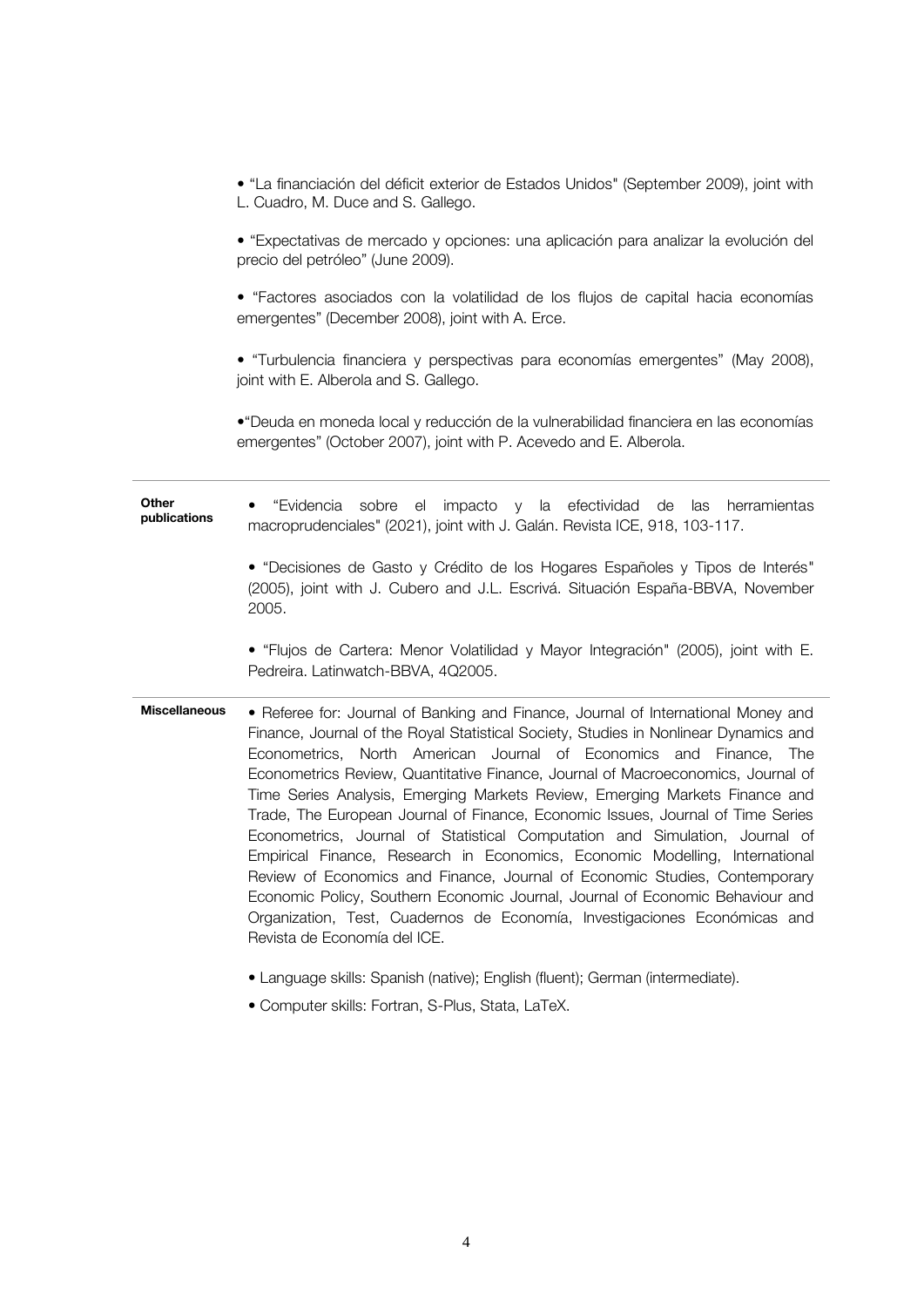- "La financiación del déficit exterior de Estados Unidos" (September 2009), joint with L. Cuadro, M. Duce and S. Gallego.

- "Expectativas de mercado y opciones: una aplicación para analizar la evolución del precio del petróleo" (June 2009).

- "Factores asociados con la volatilidad de los flujos de capital hacia economías emergentes" (December 2008), joint with A. Erce.

- "Turbulencia financiera y perspectivas para economías emergentes" (May 2008), joint with E. Alberola and S. Gallego.

- "Deuda en moneda local y reducción de la vulnerabilidad financiera en las economías emergentes" (October 2007), joint with P. Acevedo and E. Alberola.

---

**Other publications**

- "Evidencia sobre el impacto y la efectividad de las herramientas macroprudenciales" (2021), joint with J. Galán. Revista ICE, 918, 103-117.

- "Decisiones de Gasto y Crédito de los Hogares Españoles y Tipos de Interés" (2005), joint with J. Cubero and J.L. Escrivá. Situación España-BBVA, November 2005.

- "Flujos de Cartera: Menor Volatilidad y Mayor Integración" (2005), joint with E. Pedreira. Latinwatch-BBVA, 4Q2005.

---

**Miscellaneous**

- Referee for: Journal of Banking and Finance, Journal of International Money and Finance, Journal of the Royal Statistical Society, Studies in Nonlinear Dynamics and Econometrics, North American Journal of Economics and Finance, The Econometrics Review, Quantitative Finance, Journal of Macroeconomics, Journal of Time Series Analysis, Emerging Markets Review, Emerging Markets Finance and Trade, The European Journal of Finance, Economic Issues, Journal of Time Series Econometrics, Journal of Statistical Computation and Simulation, Journal of Empirical Finance, Research in Economics, Economic Modelling, International Review of Economics and Finance, Journal of Economic Studies, Contemporary Economic Policy, Southern Economic Journal, Journal of Economic Behaviour and Organization, Test, Cuadernos de Economía, Investigaciones Económicas and Revista de Economía del ICE.

- Language skills: Spanish (native); English (fluent); German (intermediate).

- Computer skills: Fortran, S-Plus, Stata, LaTeX.